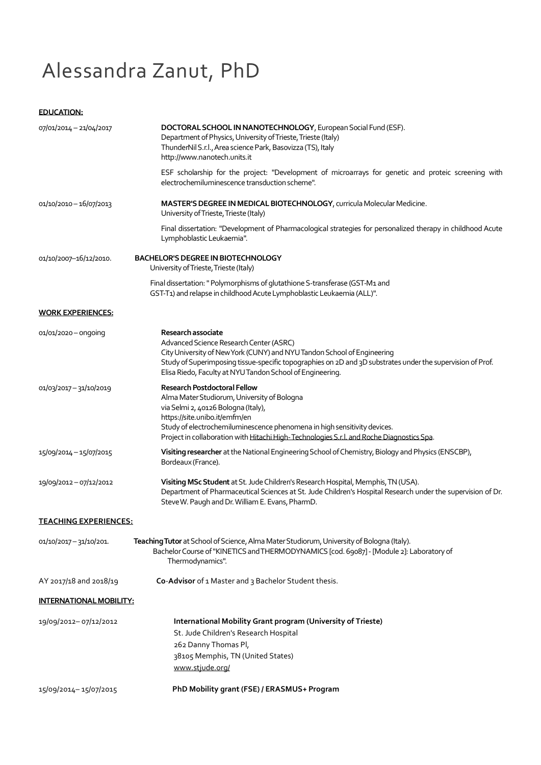# Alessandra Zanut, PhD

**EDUCATION:**

07/01/2014 – 21/04/2017

**DOCTORAL SCHOOL IN NANOTECHNOLOGY**, European Social Fund (ESF).
Department of Physics, University of Trieste, Trieste (Italy)
ThunderNil S.r.l., Area science Park, Basovizza (TS), Italy
http://www.nanotech.units.it

ESF scholarship for the project: "Development of microarrays for genetic and proteic screening with electrochemiluminescence transduction scheme".

01/10/2010 – 16/07/2013

**MASTER'S DEGREE IN MEDICAL BIOTECHNOLOGY**, curricula Molecular Medicine.
University of Trieste, Trieste (Italy)

Final dissertation: "Development of Pharmacological strategies for personalized therapy in childhood Acute Lymphoblastic Leukaemia".

01/10/2007–16/12/2010.

**BACHELOR'S DEGREE IN BIOTECHNOLOGY**
University of Trieste, Trieste (Italy)

Final dissertation: " Polymorphisms of glutathione S-transferase (GST-M1 and GST-T1) and relapse in childhood Acute Lymphoblastic Leukaemia (ALL)".

**WORK EXPERIENCES:**

01/01/2020 – ongoing

**Research associate**
Advanced Science Research Center (ASRC)
City University of New York (CUNY) and NYU Tandon School of Engineering
Study of Superimposing tissue-specific topographies on 2D and 3D substrates under the supervision of Prof. Elisa Riedo, Faculty at NYU Tandon School of Engineering.

01/03/2017 – 31/10/2019

**Research Postdoctoral Fellow**
Alma Mater Studiorum, University of Bologna
via Selmi 2, 40126 Bologna (Italy),
https://site.unibo.it/emfm/en
Study of electrochemiluminescence phenomena in high sensitivity devices.
Project in collaboration with Hitachi High-Technologies S.r.l. and Roche Diagnostics Spa.

15/09/2014 – 15/07/2015

**Visiting researcher** at the National Engineering School of Chemistry, Biology and Physics (ENSCBP), Bordeaux (France).

19/09/2012 – 07/12/2012

**Visiting MSc Student** at St. Jude Children's Research Hospital, Memphis, TN (USA).
Department of Pharmaceutical Sciences at St. Jude Children's Hospital Research under the supervision of Dr. Steve W. Paugh and Dr. William E. Evans, PharmD.

**TEACHING EXPERIENCES:**

01/10/2017 – 31/10/201.

**Teaching Tutor** at School of Science, Alma Mater Studiorum, University of Bologna (Italy).
Bachelor Course of "KINETICS and THERMODYNAMICS [cod. 69087] - [Module 2]: Laboratory of Thermodynamics".

AY 2017/18 and 2018/19

**Co-Advisor** of 1 Master and 3 Bachelor Student thesis.

**INTERNATIONAL MOBILITY:**

19/09/2012– 07/12/2012

**International Mobility Grant program (University of Trieste)**
St. Jude Children's Research Hospital
262 Danny Thomas Pl,
38105 Memphis, TN (United States)
www.stjude.org/

15/09/2014– 15/07/2015

**PhD Mobility grant (FSE) / ERASMUS+ Program**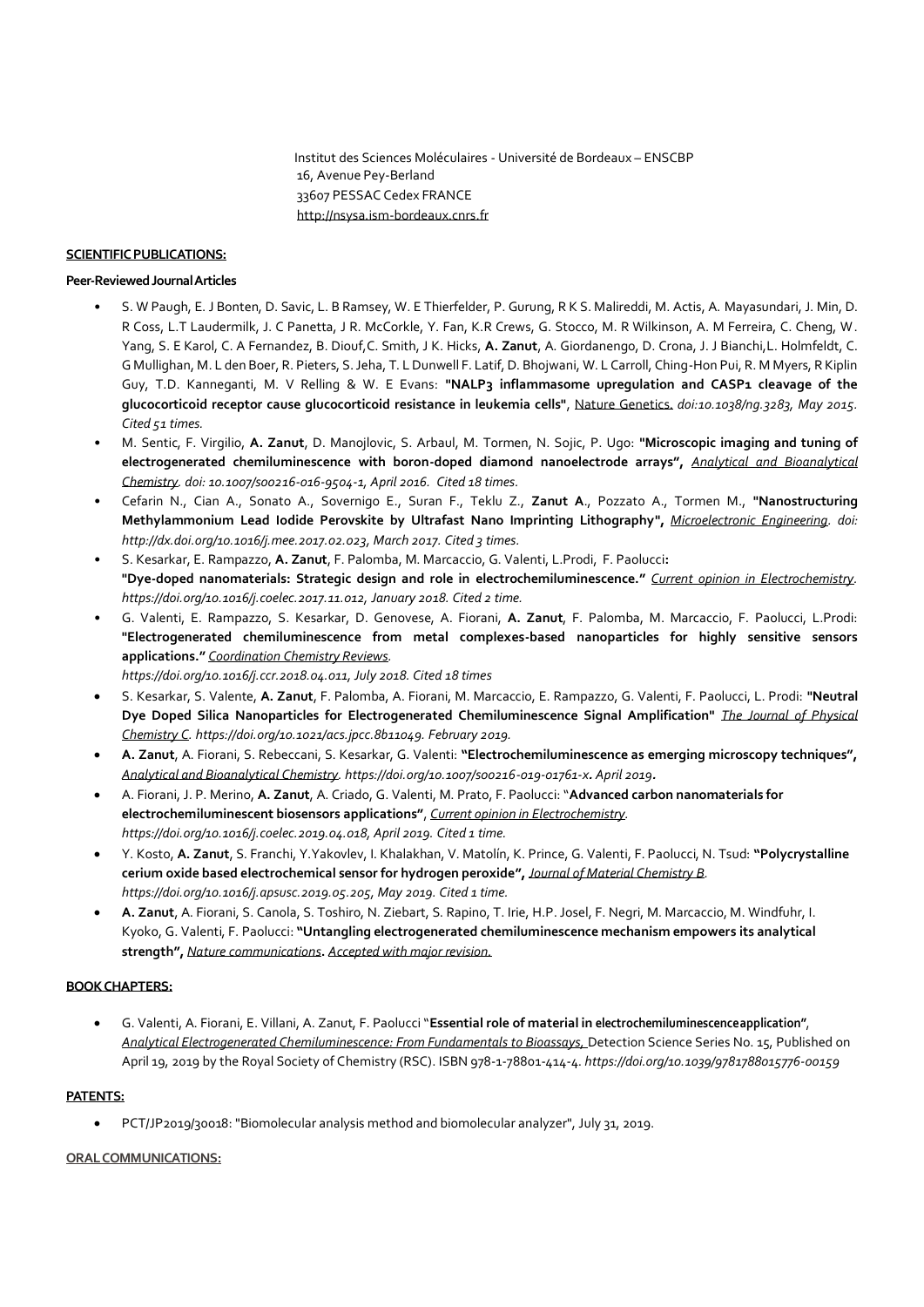Institut des Sciences Moléculaires - Université de Bordeaux – ENSCBP
16, Avenue Pey-Berland
33607 PESSAC Cedex FRANCE
http://nsysa.ism-bordeaux.cnrs.fr

**SCIENTIFIC PUBLICATIONS:**

**Peer-Reviewed Journal Articles**

- S. W Paugh, E. J Bonten, D. Savic, L. B Ramsey, W. E Thierfelder, P. Gurung, R K S. Malireddi, M. Actis, A. Mayasundari, J. Min, D. R Coss, L.T Laudermilk, J. C Panetta, J R. McCorkle, Y. Fan, K.R Crews, G. Stocco, M. R Wilkinson, A. M Ferreira, C. Cheng, W. Yang, S. E Karol, C. A Fernandez, B. Diouf,C. Smith, J K. Hicks, **A. Zanut**, A. Giordanengo, D. Crona, J. J Bianchi,L. Holmfeldt, C. G Mullighan, M. L den Boer, R. Pieters, S. Jeha, T. L Dunwell F. Latif, D. Bhojwani, W. L Carroll, Ching-Hon Pui, R. M Myers, R Kiplin Guy, T.D. Kanneganti, M. V Relling & W. E Evans: **"NALP3 inflammasome upregulation and CASP1 cleavage of the glucocorticoid receptor cause glucocorticoid resistance in leukemia cells"**, Nature Genetics. *doi:10.1038/ng.3283, May 2015. Cited 51 times.*
- M. Sentic, F. Virgilio, **A. Zanut**, D. Manojlovic, S. Arbaul, M. Tormen, N. Sojic, P. Ugo: **"Microscopic imaging and tuning of electrogenerated chemiluminescence with boron-doped diamond nanoelectrode arrays",** *Analytical and Bioanalytical Chemistry. doi: 10.1007/s00216-016-9504-1, April 2016. Cited 18 times.*
- Cefarin N., Cian A., Sonato A., Sovernigo E., Suran F., Teklu Z., **Zanut A**., Pozzato A., Tormen M., **"Nanostructuring Methylammonium Lead Iodide Perovskite by Ultrafast Nano Imprinting Lithography",** *Microelectronic Engineering. doi: http://dx.doi.org/10.1016/j.mee.2017.02.023, March 2017. Cited 3 times.*
- S. Kesarkar, E. Rampazzo, **A. Zanut**, F. Palomba, M. Marcaccio, G. Valenti, L.Prodi, F. Paolucci**: "Dye-doped nanomaterials: Strategic design and role in electrochemiluminescence."** *Current opinion in Electrochemistry. https://doi.org/10.1016/j.coelec.2017.11.012, January 2018. Cited 2 time.*
- G. Valenti, E. Rampazzo, S. Kesarkar, D. Genovese, A. Fiorani, **A. Zanut**, F. Palomba, M. Marcaccio, F. Paolucci, L.Prodi: **"Electrogenerated chemiluminescence from metal complexes-based nanoparticles for highly sensitive sensors applications."** *Coordination Chemistry Reviews. https://doi.org/10.1016/j.ccr.2018.04.011, July 2018. Cited 18 times*
- S. Kesarkar, S. Valente, **A. Zanut**, F. Palomba, A. Fiorani, M. Marcaccio, E. Rampazzo, G. Valenti, F. Paolucci, L. Prodi: **"Neutral Dye Doped Silica Nanoparticles for Electrogenerated Chemiluminescence Signal Amplification"** *The Journal of Physical Chemistry C. https://doi.org/10.1021/acs.jpcc.8b11049. February 2019.*
- **A. Zanut**, A. Fiorani, S. Rebeccani, S. Kesarkar, G. Valenti: **"Electrochemiluminescence as emerging microscopy techniques",** *Analytical and Bioanalytical Chemistry. https://doi.org/10.1007/s00216-019-01761-x. April 2019.*
- A. Fiorani, J. P. Merino, **A. Zanut**, A. Criado, G. Valenti, M. Prato, F. Paolucci: "**Advanced carbon nanomaterials for electrochemiluminescent biosensors applications"**, *Current opinion in Electrochemistry. https://doi.org/10.1016/j.coelec.2019.04.018, April 2019. Cited 1 time.*
- Y. Kosto, **A. Zanut**, S. Franchi, Y.Yakovlev, I. Khalakhan, V. Matolín, K. Prince, G. Valenti, F. Paolucci, N. Tsud: **"Polycrystalline cerium oxide based electrochemical sensor for hydrogen peroxide",** *Journal of Material Chemistry B. https://doi.org/10.1016/j.apsusc.2019.05.205, May 2019. Cited 1 time.*
- **A. Zanut**, A. Fiorani, S. Canola, S. Toshiro, N. Ziebart, S. Rapino, T. Irie, H.P. Josel, F. Negri, M. Marcaccio, M. Windfuhr, I. Kyoko, G. Valenti, F. Paolucci: **"Untangling electrogenerated chemiluminescence mechanism empowers its analytical strength", ***Nature communications***. ***Accepted with major revision.*

**BOOK CHAPTERS:**

- G. Valenti, A. Fiorani, E. Villani, A. Zanut, F. Paolucci "**Essential role of material in electrochemiluminescence application"**, *Analytical Electrogenerated Chemiluminescence: From Fundamentals to Bioassays,* Detection Science Series No. 15, Published on April 19, 2019 by the Royal Society of Chemistry (RSC). ISBN 978-1-78801-414-4. *https://doi.org/10.1039/9781788015776-00159*

**PATENTS:**

- PCT/JP2019/30018: "Biomolecular analysis method and biomolecular analyzer", July 31, 2019.

**ORAL COMMUNICATIONS:**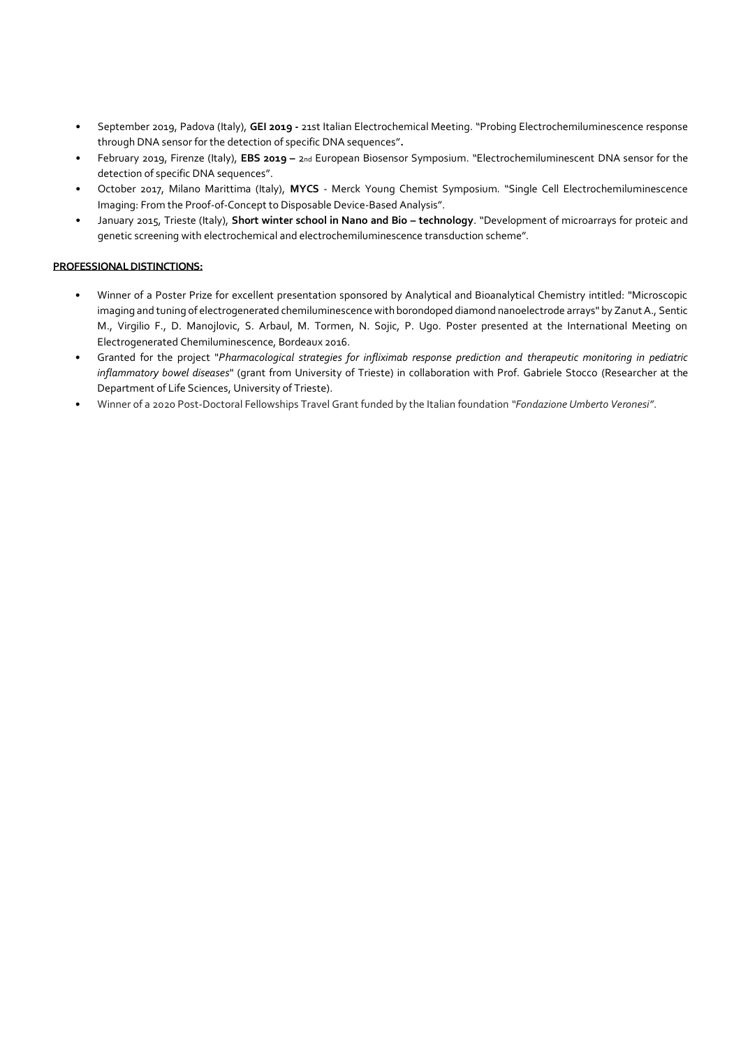- September 2019, Padova (Italy), **GEI 2019 -** 21st Italian Electrochemical Meeting. "Probing Electrochemiluminescence response through DNA sensor for the detection of specific DNA sequences"**.**
- February 2019, Firenze (Italy), **EBS 2019 –** 2nd European Biosensor Symposium. "Electrochemiluminescent DNA sensor for the detection of specific DNA sequences".
- October 2017, Milano Marittima (Italy), **MYCS** - Merck Young Chemist Symposium. "Single Cell Electrochemiluminescence Imaging: From the Proof-of-Concept to Disposable Device-Based Analysis".
- January 2015, Trieste (Italy), **Short winter school in Nano and Bio – technology**. "Development of microarrays for proteic and genetic screening with electrochemical and electrochemiluminescence transduction scheme".

**PROFESSIONAL DISTINCTIONS:**

- Winner of a Poster Prize for excellent presentation sponsored by Analytical and Bioanalytical Chemistry intitled: "Microscopic imaging and tuning of electrogenerated chemiluminescence with borondoped diamond nanoelectrode arrays" by Zanut A., Sentic M., Virgilio F., D. Manojlovic, S. Arbaul, M. Tormen, N. Sojic, P. Ugo. Poster presented at the International Meeting on Electrogenerated Chemiluminescence, Bordeaux 2016.
- Granted for the project "*Pharmacological strategies for infliximab response prediction and therapeutic monitoring in pediatric inflammatory bowel diseases*" (grant from University of Trieste) in collaboration with Prof. Gabriele Stocco (Researcher at the Department of Life Sciences, University of Trieste).
- Winner of a 2020 Post-Doctoral Fellowships Travel Grant funded by the Italian foundation *"Fondazione Umberto Veronesi"*.